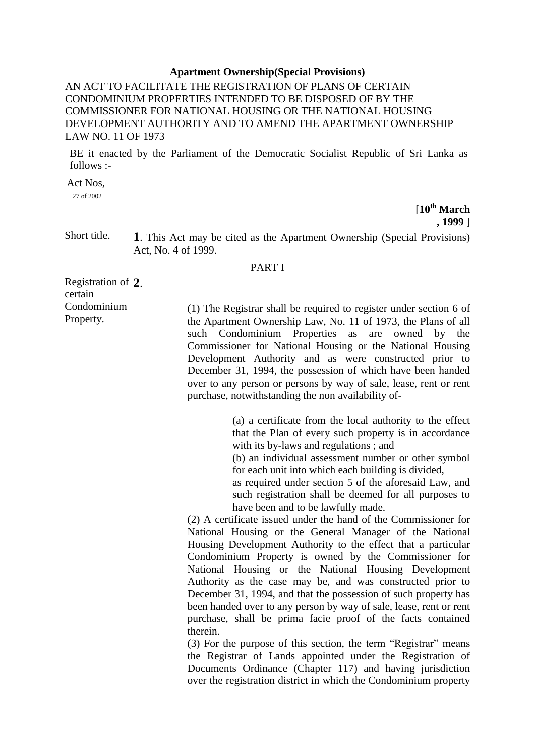**Apartment Ownership(Special Provisions)**

AN ACT TO FACILITATE THE REGISTRATION OF PLANS OF CERTAIN CONDOMINIUM PROPERTIES INTENDED TO BE DISPOSED OF BY THE COMMISSIONER FOR NATIONAL HOUSING OR THE NATIONAL HOUSING DEVELOPMENT AUTHORITY AND TO AMEND THE APARTMENT OWNERSHIP LAW NO. 11 OF 1973

BE it enacted by the Parliament of the Democratic Socialist Republic of Sri Lanka as follows :-

Act Nos,
27 of 2002

[**10th March , 1999** ]

Short title.

**1**. This Act may be cited as the Apartment Ownership (Special Provisions) Act, No. 4 of 1999.

PART I

Registration of certain Condominium Property.

**2**.

(1) The Registrar shall be required to register under section 6 of the Apartment Ownership Law, No. 11 of 1973, the Plans of all such Condominium Properties as are owned by the Commissioner for National Housing or the National Housing Development Authority and as were constructed prior to December 31, 1994, the possession of which have been handed over to any person or persons by way of sale, lease, rent or rent purchase, notwithstanding the non availability of-

(a) a certificate from the local authority to the effect that the Plan of every such property is in accordance with its by-laws and regulations ; and

(b) an individual assessment number or other symbol for each unit into which each building is divided,

as required under section 5 of the aforesaid Law, and such registration shall be deemed for all purposes to have been and to be lawfully made.

(2) A certificate issued under the hand of the Commissioner for National Housing or the General Manager of the National Housing Development Authority to the effect that a particular Condominium Property is owned by the Commissioner for National Housing or the National Housing Development Authority as the case may be, and was constructed prior to December 31, 1994, and that the possession of such property has been handed over to any person by way of sale, lease, rent or rent purchase, shall be prima facie proof of the facts contained therein.

(3) For the purpose of this section, the term "Registrar" means the Registrar of Lands appointed under the Registration of Documents Ordinance (Chapter 117) and having jurisdiction over the registration district in which the Condominium property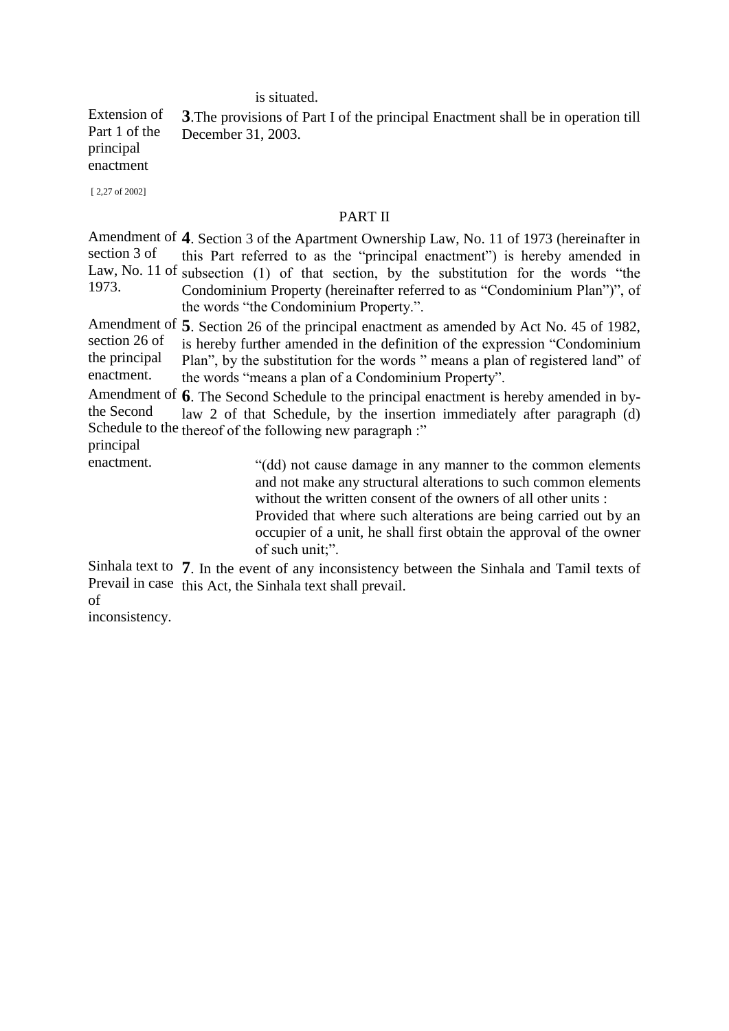is situated.

Extension of Part 1 of the principal enactment

**3**.The provisions of Part I of the principal Enactment shall be in operation till December 31, 2003.

[ 2,27 of 2002]

## PART II

Amendment of section 3 of Law, No. 11 of 1973.

**4**. Section 3 of the Apartment Ownership Law, No. 11 of 1973 (hereinafter in this Part referred to as the "principal enactment") is hereby amended in subsection (1) of that section, by the substitution for the words "the Condominium Property (hereinafter referred to as "Condominium Plan")", of the words "the Condominium Property.".

Amendment of section 26 of the principal enactment.

**5**. Section 26 of the principal enactment as amended by Act No. 45 of 1982, is hereby further amended in the definition of the expression "Condominium Plan", by the substitution for the words " means a plan of registered land" of the words "means a plan of a Condominium Property".

Amendment of the Second Schedule to the principal enactment.

**6**. The Second Schedule to the principal enactment is hereby amended in by-law 2 of that Schedule, by the insertion immediately after paragraph (d) thereof of the following new paragraph :"

> "(dd) not cause damage in any manner to the common elements and not make any structural alterations to such common elements without the written consent of the owners of all other units :
> Provided that where such alterations are being carried out by an occupier of a unit, he shall first obtain the approval of the owner of such unit;".

Sinhala text to Prevail in case of inconsistency.

**7**. In the event of any inconsistency between the Sinhala and Tamil texts of this Act, the Sinhala text shall prevail.